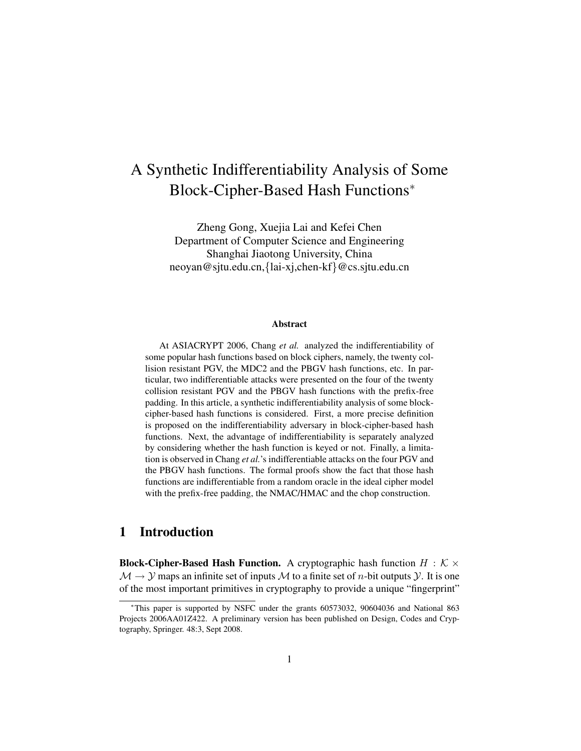# A Synthetic Indifferentiability Analysis of Some Block-Cipher-Based Hash Functions[*]

Zheng Gong, Xuejia Lai and Kefei Chen
Department of Computer Science and Engineering
Shanghai Jiaotong University, China
neoyan@sjtu.edu.cn,{lai-xj,chen-kf}@cs.sjtu.edu.cn

### Abstract

At ASIACRYPT 2006, Chang *et al.* analyzed the indifferentiability of some popular hash functions based on block ciphers, namely, the twenty collision resistant PGV, the MDC2 and the PBGV hash functions, etc. In particular, two indifferentiable attacks were presented on the four of the twenty collision resistant PGV and the PBGV hash functions with the prefix-free padding. In this article, a synthetic indifferentiability analysis of some block-cipher-based hash functions is considered. First, a more precise definition is proposed on the indifferentiability adversary in block-cipher-based hash functions. Next, the advantage of indifferentiability is separately analyzed by considering whether the hash function is keyed or not. Finally, a limitation is observed in Chang *et al.*'s indifferentiable attacks on the four PGV and the PBGV hash functions. The formal proofs show the fact that those hash functions are indifferentiable from a random oracle in the ideal cipher model with the prefix-free padding, the NMAC/HMAC and the chop construction.

## 1 Introduction

**Block-Cipher-Based Hash Function.** A cryptographic hash function $H : \mathcal{K} \times \mathcal{M} \to \mathcal{Y}$ maps an infinite set of inputs $\mathcal{M}$ to a finite set of $n$-bit outputs $\mathcal{Y}$. It is one of the most important primitives in cryptography to provide a unique "fingerprint"

[*]This paper is supported by NSFC under the grants 60573032, 90604036 and National 863 Projects 2006AA01Z422. A preliminary version has been published on Design, Codes and Cryptography, Springer. 48:3, Sept 2008.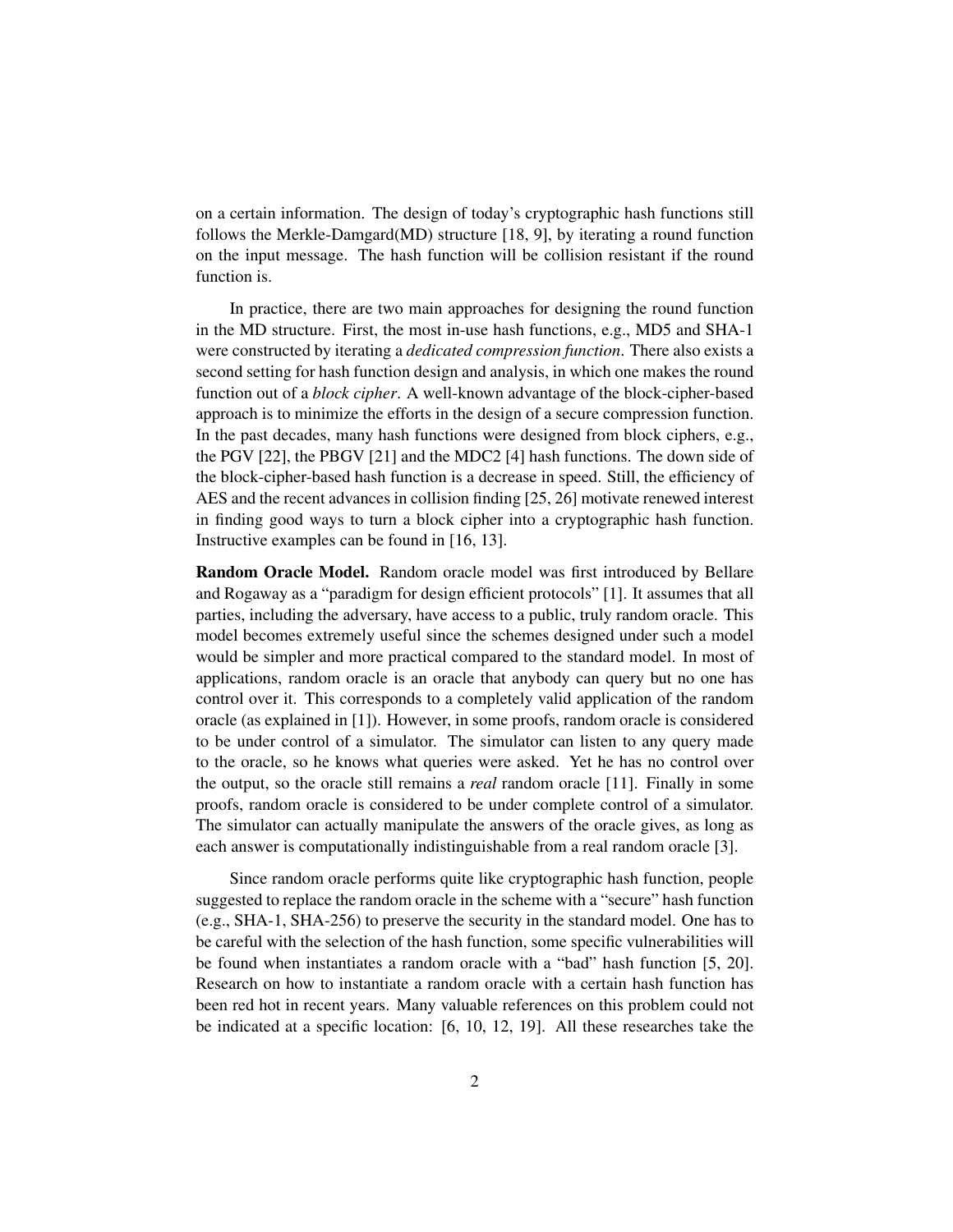on a certain information. The design of today's cryptographic hash functions still follows the Merkle-Damgard(MD) structure [18, 9], by iterating a round function on the input message. The hash function will be collision resistant if the round function is.

In practice, there are two main approaches for designing the round function in the MD structure. First, the most in-use hash functions, e.g., MD5 and SHA-1 were constructed by iterating a *dedicated compression function*. There also exists a second setting for hash function design and analysis, in which one makes the round function out of a *block cipher*. A well-known advantage of the block-cipher-based approach is to minimize the efforts in the design of a secure compression function. In the past decades, many hash functions were designed from block ciphers, e.g., the PGV [22], the PBGV [21] and the MDC2 [4] hash functions. The down side of the block-cipher-based hash function is a decrease in speed. Still, the efficiency of AES and the recent advances in collision finding [25, 26] motivate renewed interest in finding good ways to turn a block cipher into a cryptographic hash function. Instructive examples can be found in [16, 13].

**Random Oracle Model.** Random oracle model was first introduced by Bellare and Rogaway as a "paradigm for design efficient protocols" [1]. It assumes that all parties, including the adversary, have access to a public, truly random oracle. This model becomes extremely useful since the schemes designed under such a model would be simpler and more practical compared to the standard model. In most of applications, random oracle is an oracle that anybody can query but no one has control over it. This corresponds to a completely valid application of the random oracle (as explained in [1]). However, in some proofs, random oracle is considered to be under control of a simulator. The simulator can listen to any query made to the oracle, so he knows what queries were asked. Yet he has no control over the output, so the oracle still remains a *real* random oracle [11]. Finally in some proofs, random oracle is considered to be under complete control of a simulator. The simulator can actually manipulate the answers of the oracle gives, as long as each answer is computationally indistinguishable from a real random oracle [3].

Since random oracle performs quite like cryptographic hash function, people suggested to replace the random oracle in the scheme with a "secure" hash function (e.g., SHA-1, SHA-256) to preserve the security in the standard model. One has to be careful with the selection of the hash function, some specific vulnerabilities will be found when instantiates a random oracle with a "bad" hash function [5, 20]. Research on how to instantiate a random oracle with a certain hash function has been red hot in recent years. Many valuable references on this problem could not be indicated at a specific location: [6, 10, 12, 19]. All these researches take the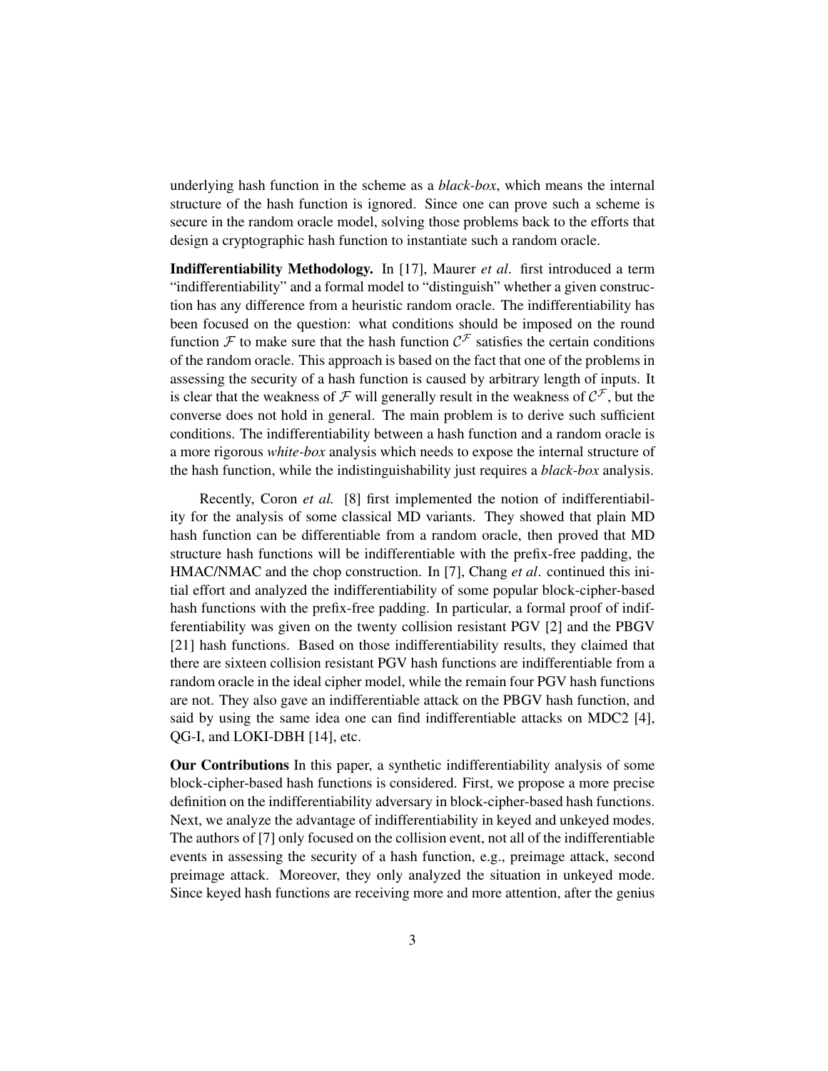underlying hash function in the scheme as a *black-box*, which means the internal structure of the hash function is ignored. Since one can prove such a scheme is secure in the random oracle model, solving those problems back to the efforts that design a cryptographic hash function to instantiate such a random oracle.

**Indifferentiability Methodology.** In [17], Maurer *et al*. first introduced a term "indifferentiability" and a formal model to "distinguish" whether a given construction has any difference from a heuristic random oracle. The indifferentiability has been focused on the question: what conditions should be imposed on the round function $\mathcal{F}$ to make sure that the hash function $\mathcal{C}^{\mathcal{F}}$ satisfies the certain conditions of the random oracle. This approach is based on the fact that one of the problems in assessing the security of a hash function is caused by arbitrary length of inputs. It is clear that the weakness of $\mathcal{F}$ will generally result in the weakness of $\mathcal{C}^{\mathcal{F}}$, but the converse does not hold in general. The main problem is to derive such sufficient conditions. The indifferentiability between a hash function and a random oracle is a more rigorous *white-box* analysis which needs to expose the internal structure of the hash function, while the indistinguishability just requires a *black-box* analysis.

Recently, Coron *et al.* [8] first implemented the notion of indifferentiability for the analysis of some classical MD variants. They showed that plain MD hash function can be differentiable from a random oracle, then proved that MD structure hash functions will be indifferentiable with the prefix-free padding, the HMAC/NMAC and the chop construction. In [7], Chang *et al*. continued this initial effort and analyzed the indifferentiability of some popular block-cipher-based hash functions with the prefix-free padding. In particular, a formal proof of indifferentiability was given on the twenty collision resistant PGV [2] and the PBGV [21] hash functions. Based on those indifferentiability results, they claimed that there are sixteen collision resistant PGV hash functions are indifferentiable from a random oracle in the ideal cipher model, while the remain four PGV hash functions are not. They also gave an indifferentiable attack on the PBGV hash function, and said by using the same idea one can find indifferentiable attacks on MDC2 [4], QG-I, and LOKI-DBH [14], etc.

**Our Contributions** In this paper, a synthetic indifferentiability analysis of some block-cipher-based hash functions is considered. First, we propose a more precise definition on the indifferentiability adversary in block-cipher-based hash functions. Next, we analyze the advantage of indifferentiability in keyed and unkeyed modes. The authors of [7] only focused on the collision event, not all of the indifferentiable events in assessing the security of a hash function, e.g., preimage attack, second preimage attack. Moreover, they only analyzed the situation in unkeyed mode. Since keyed hash functions are receiving more and more attention, after the genius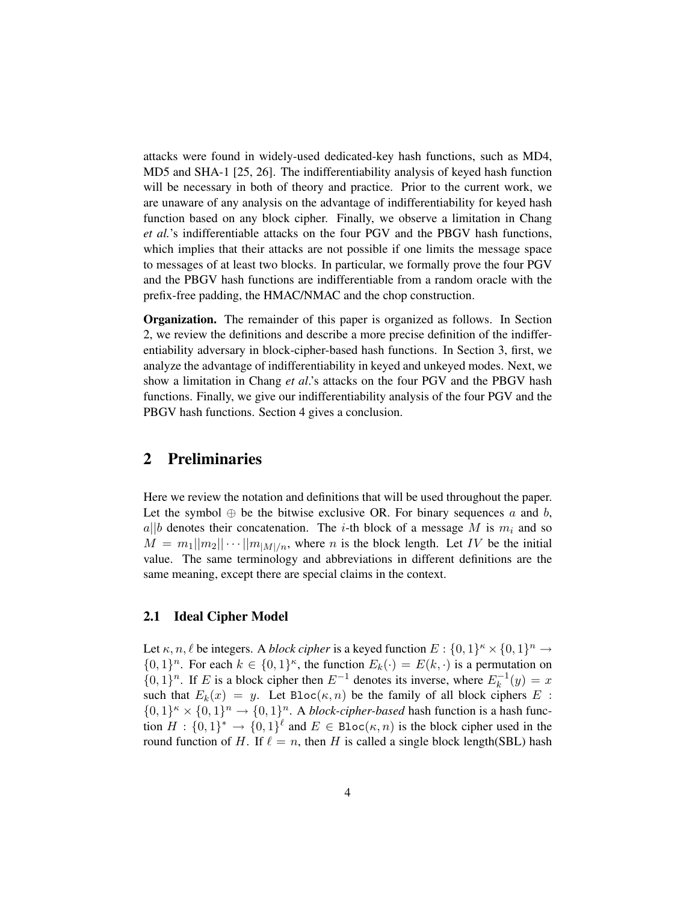attacks were found in widely-used dedicated-key hash functions, such as MD4, MD5 and SHA-1 [25, 26]. The indifferentiability analysis of keyed hash function will be necessary in both of theory and practice. Prior to the current work, we are unaware of any analysis on the advantage of indifferentiability for keyed hash function based on any block cipher. Finally, we observe a limitation in Chang *et al.*'s indifferentiable attacks on the four PGV and the PBGV hash functions, which implies that their attacks are not possible if one limits the message space to messages of at least two blocks. In particular, we formally prove the four PGV and the PBGV hash functions are indifferentiable from a random oracle with the prefix-free padding, the HMAC/NMAC and the chop construction.

**Organization.** The remainder of this paper is organized as follows. In Section 2, we review the definitions and describe a more precise definition of the indifferentiability adversary in block-cipher-based hash functions. In Section 3, first, we analyze the advantage of indifferentiability in keyed and unkeyed modes. Next, we show a limitation in Chang *et al*.'s attacks on the four PGV and the PBGV hash functions. Finally, we give our indifferentiability analysis of the four PGV and the PBGV hash functions. Section 4 gives a conclusion.

# 2 Preliminaries

Here we review the notation and definitions that will be used throughout the paper. Let the symbol $\oplus$ be the bitwise exclusive OR. For binary sequences $a$ and $b$, $a||b$ denotes their concatenation. The $i$-th block of a message $M$ is $m_i$ and so $M = m_1||m_2||\cdots||m_{|M|/n}$, where $n$ is the block length. Let $IV$ be the initial value. The same terminology and abbreviations in different definitions are the same meaning, except there are special claims in the context.

## 2.1 Ideal Cipher Model

Let $\kappa, n, \ell$ be integers. A *block cipher* is a keyed function $E : \{0,1\}^\kappa \times \{0,1\}^n \to \{0,1\}^n$. For each $k \in \{0,1\}^\kappa$, the function $E_k(\cdot) = E(k, \cdot)$ is a permutation on $\{0,1\}^n$. If $E$ is a block cipher then $E^{-1}$ denotes its inverse, where $E_k^{-1}(y) = x$ such that $E_k(x) = y$. Let $\texttt{Bloc}(\kappa, n)$ be the family of all block ciphers $E : \{0,1\}^\kappa \times \{0,1\}^n \to \{0,1\}^n$. A *block-cipher-based* hash function is a hash function $H : \{0,1\}^* \to \{0,1\}^\ell$ and $E \in \texttt{Bloc}(\kappa, n)$ is the block cipher used in the round function of $H$. If $\ell = n$, then $H$ is called a single block length(SBL) hash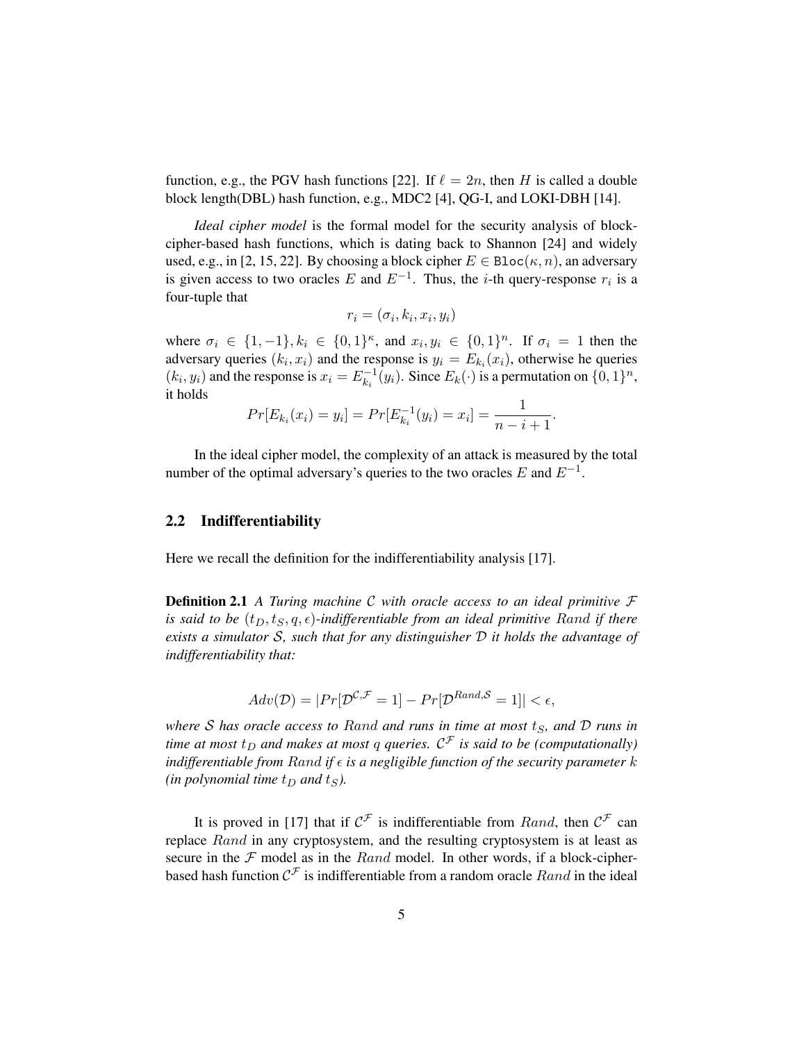function, e.g., the PGV hash functions [22]. If $\ell = 2n$, then $H$ is called a double block length(DBL) hash function, e.g., MDC2 [4], QG-I, and LOKI-DBH [14].

*Ideal cipher model* is the formal model for the security analysis of block-cipher-based hash functions, which is dating back to Shannon [24] and widely used, e.g., in [2, 15, 22]. By choosing a block cipher $E \in \texttt{Bloc}(\kappa, n)$, an adversary is given access to two oracles $E$ and $E^{-1}$. Thus, the $i$-th query-response $r_i$ is a four-tuple that

$$r_i = (\sigma_i, k_i, x_i, y_i)$$

where $\sigma_i \in \{1, -1\}, k_i \in \{0,1\}^\kappa$, and $x_i, y_i \in \{0,1\}^n$. If $\sigma_i = 1$ then the adversary queries $(k_i, x_i)$ and the response is $y_i = E_{k_i}(x_i)$, otherwise he queries $(k_i, y_i)$ and the response is $x_i = E_{k_i}^{-1}(y_i)$. Since $E_k(\cdot)$ is a permutation on $\{0,1\}^n$, it holds

$$Pr[E_{k_i}(x_i) = y_i] = Pr[E_{k_i}^{-1}(y_i) = x_i] = \frac{1}{n - i + 1}.$$

In the ideal cipher model, the complexity of an attack is measured by the total number of the optimal adversary's queries to the two oracles $E$ and $E^{-1}$.

## 2.2 Indifferentiability

Here we recall the definition for the indifferentiability analysis [17].

**Definition 2.1** *A Turing machine $\mathcal{C}$ with oracle access to an ideal primitive $\mathcal{F}$ is said to be $(t_D, t_S, q, \epsilon)$-indifferentiable from an ideal primitive $Rand$ if there exists a simulator $\mathcal{S}$, such that for any distinguisher $\mathcal{D}$ it holds the advantage of indifferentiability that:*

$$Adv(\mathcal{D}) = |Pr[\mathcal{D}^{\mathcal{C},\mathcal{F}} = 1] - Pr[\mathcal{D}^{Rand,\mathcal{S}} = 1]| < \epsilon,$$

*where $\mathcal{S}$ has oracle access to $Rand$ and runs in time at most $t_S$, and $\mathcal{D}$ runs in time at most $t_D$ and makes at most $q$ queries. $\mathcal{C}^{\mathcal{F}}$ is said to be (computationally) indifferentiable from $Rand$ if $\epsilon$ is a negligible function of the security parameter $k$ (in polynomial time $t_D$ and $t_S$).*

It is proved in [17] that if $\mathcal{C}^{\mathcal{F}}$ is indifferentiable from $Rand$, then $\mathcal{C}^{\mathcal{F}}$ can replace $Rand$ in any cryptosystem, and the resulting cryptosystem is at least as secure in the $\mathcal{F}$ model as in the $Rand$ model. In other words, if a block-cipher-based hash function $\mathcal{C}^{\mathcal{F}}$ is indifferentiable from a random oracle $Rand$ in the ideal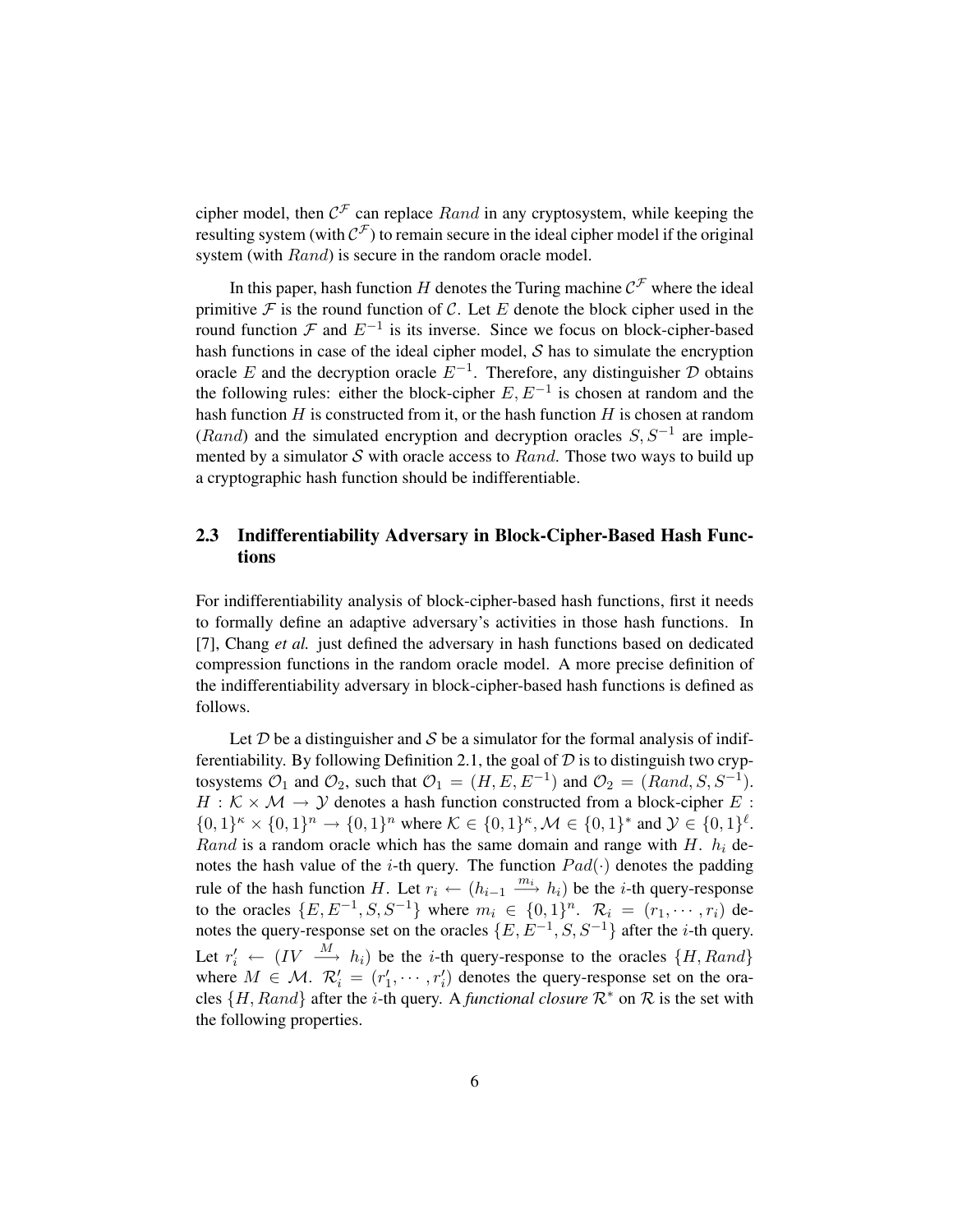cipher model, then $\mathcal{C}^{\mathcal{F}}$ can replace $Rand$ in any cryptosystem, while keeping the resulting system (with $\mathcal{C}^{\mathcal{F}}$) to remain secure in the ideal cipher model if the original system (with $Rand$) is secure in the random oracle model.

In this paper, hash function $H$ denotes the Turing machine $\mathcal{C}^{\mathcal{F}}$ where the ideal primitive $\mathcal{F}$ is the round function of $\mathcal{C}$. Let $E$ denote the block cipher used in the round function $\mathcal{F}$ and $E^{-1}$ is its inverse. Since we focus on block-cipher-based hash functions in case of the ideal cipher model, $\mathcal{S}$ has to simulate the encryption oracle $E$ and the decryption oracle $E^{-1}$. Therefore, any distinguisher $\mathcal{D}$ obtains the following rules: either the block-cipher $E, E^{-1}$ is chosen at random and the hash function $H$ is constructed from it, or the hash function $H$ is chosen at random ($Rand$) and the simulated encryption and decryption oracles $S, S^{-1}$ are implemented by a simulator $\mathcal{S}$ with oracle access to $Rand$. Those two ways to build up a cryptographic hash function should be indifferentiable.

### 2.3 Indifferentiability Adversary in Block-Cipher-Based Hash Functions

For indifferentiability analysis of block-cipher-based hash functions, first it needs to formally define an adaptive adversary's activities in those hash functions. In [7], Chang *et al.* just defined the adversary in hash functions based on dedicated compression functions in the random oracle model. A more precise definition of the indifferentiability adversary in block-cipher-based hash functions is defined as follows.

Let $\mathcal{D}$ be a distinguisher and $\mathcal{S}$ be a simulator for the formal analysis of indifferentiability. By following Definition 2.1, the goal of $\mathcal{D}$ is to distinguish two cryptosystems $\mathcal{O}_1$ and $\mathcal{O}_2$, such that $\mathcal{O}_1 = (H, E, E^{-1})$ and $\mathcal{O}_2 = (Rand, S, S^{-1})$. $H : \mathcal{K} \times \mathcal{M} \rightarrow \mathcal{Y}$ denotes a hash function constructed from a block-cipher $E : \{0,1\}^{\kappa} \times \{0,1\}^n \rightarrow \{0,1\}^n$ where $\mathcal{K} \in \{0,1\}^{\kappa}, \mathcal{M} \in \{0,1\}^*$ and $\mathcal{Y} \in \{0,1\}^{\ell}$. $Rand$ is a random oracle which has the same domain and range with $H$. $h_i$ denotes the hash value of the $i$-th query. The function $Pad(\cdot)$ denotes the padding rule of the hash function $H$. Let $r_i \leftarrow (h_{i-1} \xrightarrow{m_i} h_i)$ be the $i$-th query-response to the oracles $\{E, E^{-1}, S, S^{-1}\}$ where $m_i \in \{0,1\}^n$. $\mathcal{R}_i = (r_1, \cdots, r_i)$ denotes the query-response set on the oracles $\{E, E^{-1}, S, S^{-1}\}$ after the $i$-th query. Let $r'_i \leftarrow (IV \xrightarrow{M} h_i)$ be the $i$-th query-response to the oracles $\{H, Rand\}$ where $M \in \mathcal{M}$. $\mathcal{R}'_i = (r'_1, \cdots, r'_i)$ denotes the query-response set on the oracles $\{H, Rand\}$ after the $i$-th query. A *functional closure* $\mathcal{R}^*$ on $\mathcal{R}$ is the set with the following properties.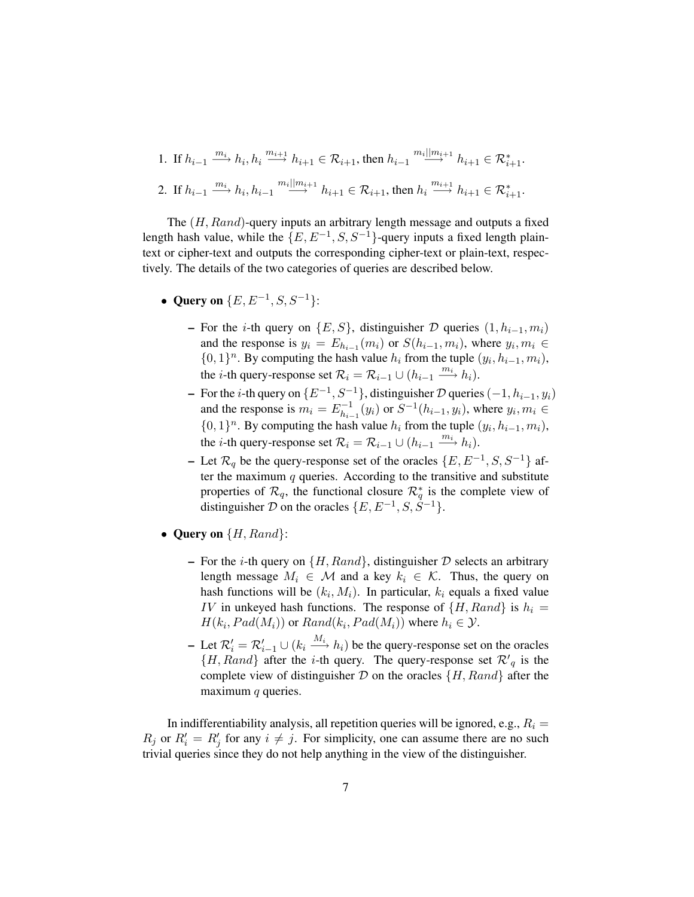1. If $h_{i-1} \xrightarrow{m_i} h_i, h_i \xrightarrow{m_{i+1}} h_{i+1} \in \mathcal{R}_{i+1}$, then $h_{i-1} \xrightarrow{m_i||m_{i+1}} h_{i+1} \in \mathcal{R}^*_{i+1}$.
2. If $h_{i-1} \xrightarrow{m_i} h_i, h_{i-1} \xrightarrow{m_i||m_{i+1}} h_{i+1} \in \mathcal{R}_{i+1}$, then $h_i \xrightarrow{m_{i+1}} h_{i+1} \in \mathcal{R}^*_{i+1}$.

The $(H, Rand)$-query inputs an arbitrary length message and outputs a fixed length hash value, while the $\{E, E^{-1}, S, S^{-1}\}$-query inputs a fixed length plaintext or cipher-text and outputs the corresponding cipher-text or plain-text, respectively. The details of the two categories of queries are described below.

- **Query on** $\{E, E^{-1}, S, S^{-1}\}$:
  - For the $i$-th query on $\{E, S\}$, distinguisher $\mathcal{D}$ queries $(1, h_{i-1}, m_i)$ and the response is $y_i = E_{h_{i-1}}(m_i)$ or $S(h_{i-1}, m_i)$, where $y_i, m_i \in \{0,1\}^n$. By computing the hash value $h_i$ from the tuple $(y_i, h_{i-1}, m_i)$, the $i$-th query-response set $\mathcal{R}_i = \mathcal{R}_{i-1} \cup (h_{i-1} \xrightarrow{m_i} h_i)$.
  - For the $i$-th query on $\{E^{-1}, S^{-1}\}$, distinguisher $\mathcal{D}$ queries $(-1, h_{i-1}, y_i)$ and the response is $m_i = E^{-1}_{h_{i-1}}(y_i)$ or $S^{-1}(h_{i-1}, y_i)$, where $y_i, m_i \in \{0,1\}^n$. By computing the hash value $h_i$ from the tuple $(y_i, h_{i-1}, m_i)$, the $i$-th query-response set $\mathcal{R}_i = \mathcal{R}_{i-1} \cup (h_{i-1} \xrightarrow{m_i} h_i)$.
  - Let $\mathcal{R}_q$ be the query-response set of the oracles $\{E, E^{-1}, S, S^{-1}\}$ after the maximum $q$ queries. According to the transitive and substitute properties of $\mathcal{R}_q$, the functional closure $\mathcal{R}^*_q$ is the complete view of distinguisher $\mathcal{D}$ on the oracles $\{E, E^{-1}, S, S^{-1}\}$.

- **Query on** $\{H, Rand\}$:
  - For the $i$-th query on $\{H, Rand\}$, distinguisher $\mathcal{D}$ selects an arbitrary length message $M_i \in \mathcal{M}$ and a key $k_i \in \mathcal{K}$. Thus, the query on hash functions will be $(k_i, M_i)$. In particular, $k_i$ equals a fixed value $IV$ in unkeyed hash functions. The response of $\{H, Rand\}$ is $h_i = H(k_i, Pad(M_i))$ or $Rand(k_i, Pad(M_i))$ where $h_i \in \mathcal{Y}$.
  - Let $\mathcal{R}'_i = \mathcal{R}'_{i-1} \cup (k_i \xrightarrow{M_i} h_i)$ be the query-response set on the oracles $\{H, Rand\}$ after the $i$-th query. The query-response set $\mathcal{R}'_q$ is the complete view of distinguisher $\mathcal{D}$ on the oracles $\{H, Rand\}$ after the maximum $q$ queries.

In indifferentiability analysis, all repetition queries will be ignored, e.g., $R_i = R_j$ or $R'_i = R'_j$ for any $i \neq j$. For simplicity, one can assume there are no such trivial queries since they do not help anything in the view of the distinguisher.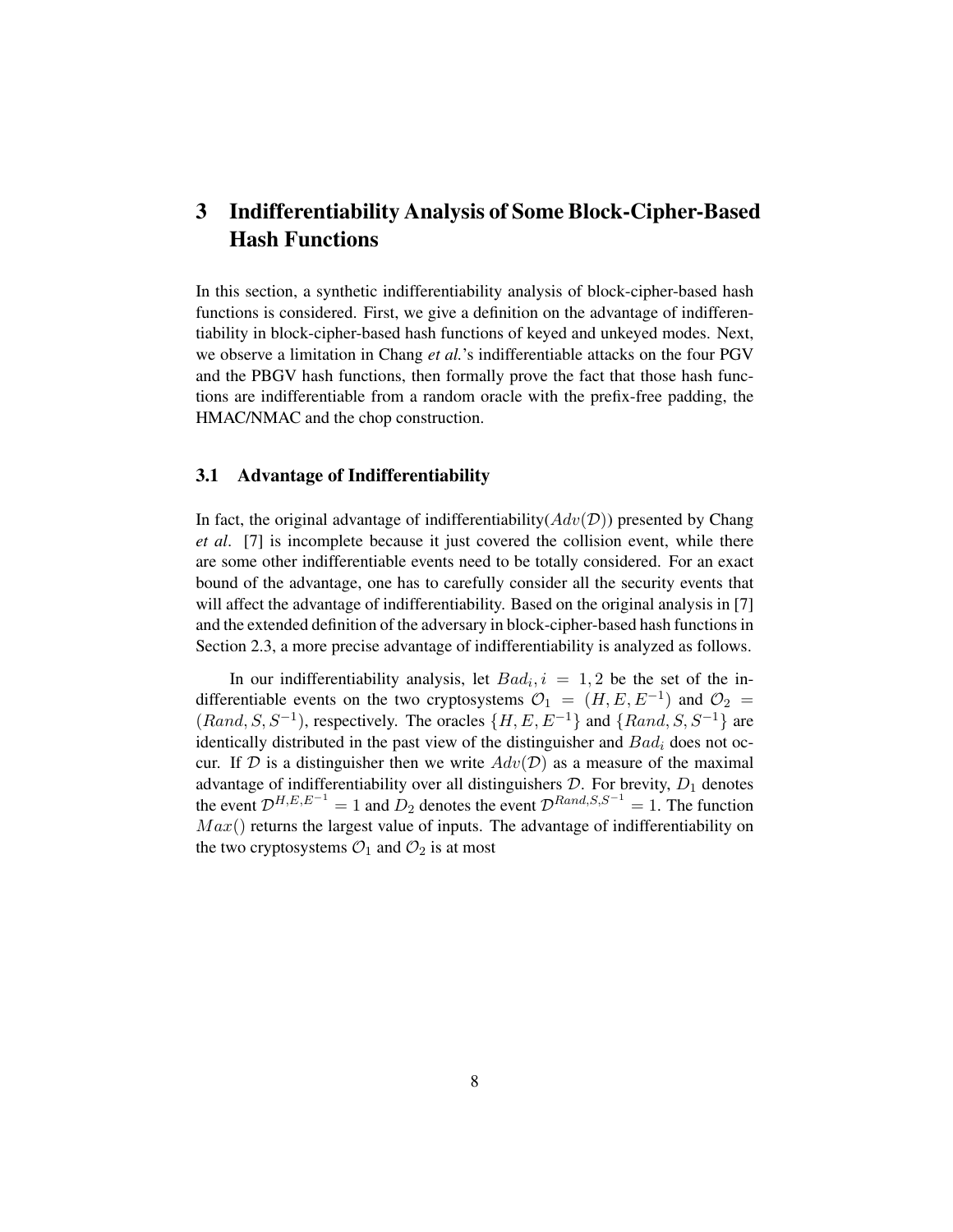# 3 Indifferentiability Analysis of Some Block-Cipher-Based Hash Functions

In this section, a synthetic indifferentiability analysis of block-cipher-based hash functions is considered. First, we give a definition on the advantage of indifferentiability in block-cipher-based hash functions of keyed and unkeyed modes. Next, we observe a limitation in Chang *et al.*'s indifferentiable attacks on the four PGV and the PBGV hash functions, then formally prove the fact that those hash functions are indifferentiable from a random oracle with the prefix-free padding, the HMAC/NMAC and the chop construction.

## 3.1 Advantage of Indifferentiability

In fact, the original advantage of indifferentiability($Adv(\mathcal{D})$) presented by Chang *et al*. [7] is incomplete because it just covered the collision event, while there are some other indifferentiable events need to be totally considered. For an exact bound of the advantage, one has to carefully consider all the security events that will affect the advantage of indifferentiability. Based on the original analysis in [7] and the extended definition of the adversary in block-cipher-based hash functions in Section 2.3, a more precise advantage of indifferentiability is analyzed as follows.

In our indifferentiability analysis, let $Bad_i, i = 1, 2$ be the set of the indifferentiable events on the two cryptosystems $\mathcal{O}_1 = (H, E, E^{-1})$ and $\mathcal{O}_2 = (Rand, S, S^{-1})$, respectively. The oracles $\{H, E, E^{-1}\}$ and $\{Rand, S, S^{-1}\}$ are identically distributed in the past view of the distinguisher and $Bad_i$ does not occur. If $\mathcal{D}$ is a distinguisher then we write $Adv(\mathcal{D})$ as a measure of the maximal advantage of indifferentiability over all distinguishers $\mathcal{D}$. For brevity, $D_1$ denotes the event $\mathcal{D}^{H,E,E^{-1}} = 1$ and $D_2$ denotes the event $\mathcal{D}^{Rand,S,S^{-1}} = 1$. The function $Max()$ returns the largest value of inputs. The advantage of indifferentiability on the two cryptosystems $\mathcal{O}_1$ and $\mathcal{O}_2$ is at most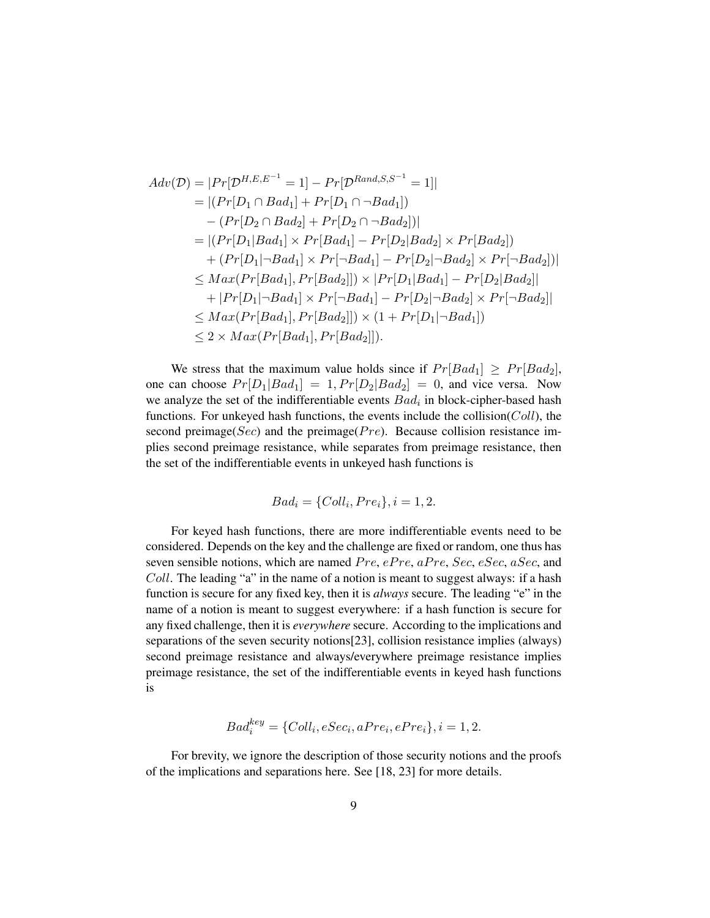$$
\begin{aligned}
Adv(\mathcal{D}) &= |Pr[\mathcal{D}^{H,E,E^{-1}} = 1] - Pr[\mathcal{D}^{Rand,S,S^{-1}} = 1]| \\
&= |(Pr[D_1 \cap Bad_1] + Pr[D_1 \cap \neg Bad_1]) \\
&\quad - (Pr[D_2 \cap Bad_2] + Pr[D_2 \cap \neg Bad_2])| \\
&= |(Pr[D_1|Bad_1] \times Pr[Bad_1] - Pr[D_2|Bad_2] \times Pr[Bad_2]) \\
&\quad + (Pr[D_1|\neg Bad_1] \times Pr[\neg Bad_1] - Pr[D_2|\neg Bad_2] \times Pr[\neg Bad_2])| \\
&\leq Max(Pr[Bad_1], Pr[Bad_2]]) \times |Pr[D_1|Bad_1] - Pr[D_2|Bad_2]| \\
&\quad + |Pr[D_1|\neg Bad_1] \times Pr[\neg Bad_1] - Pr[D_2|\neg Bad_2] \times Pr[\neg Bad_2]| \\
&\leq Max(Pr[Bad_1], Pr[Bad_2]]) \times (1 + Pr[D_1|\neg Bad_1]) \\
&\leq 2 \times Max(Pr[Bad_1], Pr[Bad_2]]).
\end{aligned}
$$

We stress that the maximum value holds since if $Pr[Bad_1] \geq Pr[Bad_2]$, one can choose $Pr[D_1|Bad_1] = 1, Pr[D_2|Bad_2] = 0$, and vice versa. Now we analyze the set of the indifferentiable events $Bad_i$ in block-cipher-based hash functions. For unkeyed hash functions, the events include the collision($Coll$), the second preimage($Sec$) and the preimage($Pre$). Because collision resistance implies second preimage resistance, while separates from preimage resistance, then the set of the indifferentiable events in unkeyed hash functions is

$$Bad_i = \{Coll_i, Pre_i\}, i = 1, 2.$$

For keyed hash functions, there are more indifferentiable events need to be considered. Depends on the key and the challenge are fixed or random, one thus has seven sensible notions, which are named $Pre$, $ePre$, $aPre$, $Sec$, $eSec$, $aSec$, and $Coll$. The leading "a" in the name of a notion is meant to suggest always: if a hash function is secure for any fixed key, then it is *always* secure. The leading "e" in the name of a notion is meant to suggest everywhere: if a hash function is secure for any fixed challenge, then it is *everywhere* secure. According to the implications and separations of the seven security notions[23], collision resistance implies (always) second preimage resistance and always/everywhere preimage resistance implies preimage resistance, the set of the indifferentiable events in keyed hash functions is

$$Bad_i^{key} = \{Coll_i, eSec_i, aPre_i, ePre_i\}, i = 1, 2.$$

For brevity, we ignore the description of those security notions and the proofs of the implications and separations here. See [18, 23] for more details.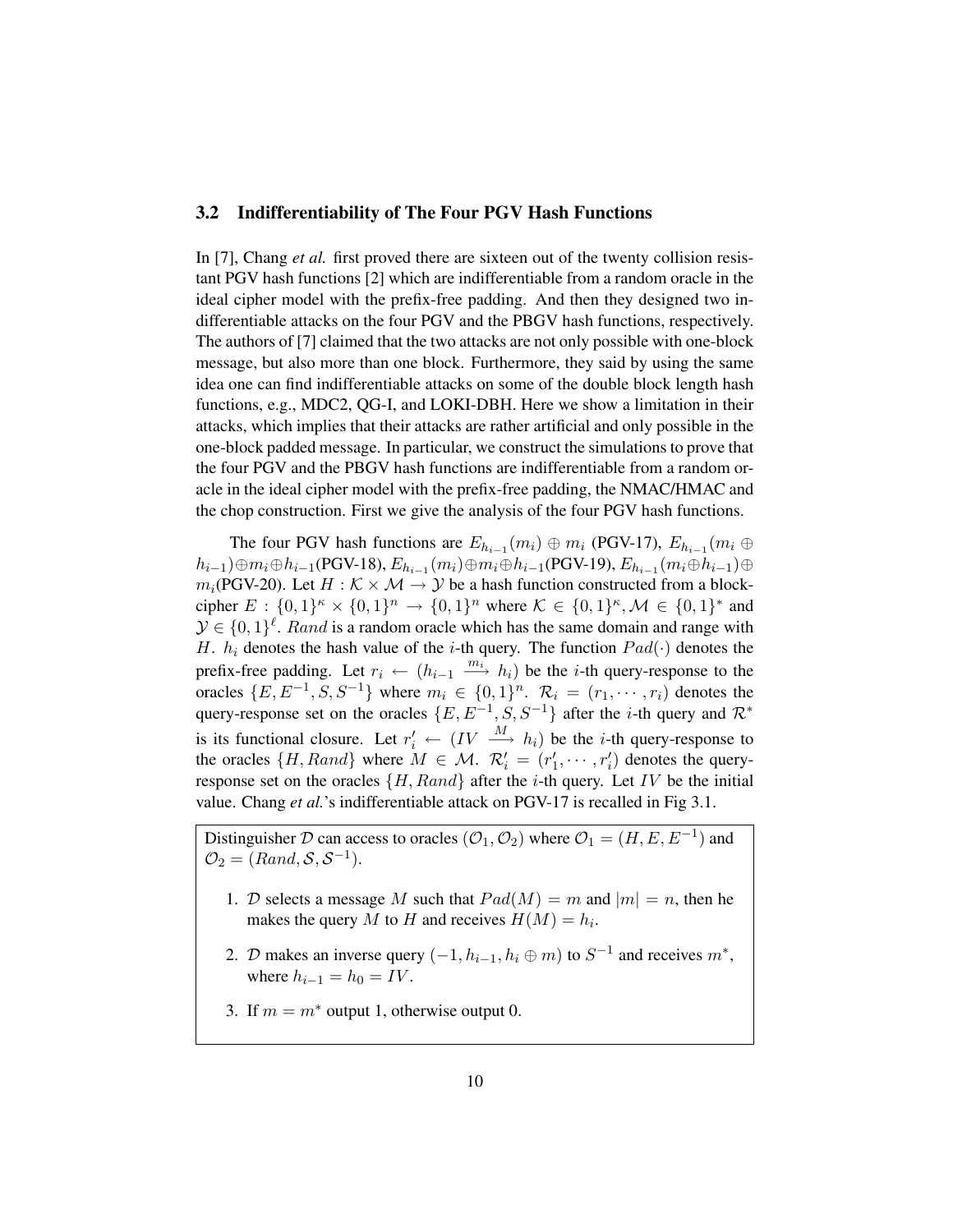### 3.2 Indifferentiability of The Four PGV Hash Functions

In [7], Chang *et al.* first proved there are sixteen out of the twenty collision resistant PGV hash functions [2] which are indifferentiable from a random oracle in the ideal cipher model with the prefix-free padding. And then they designed two indifferentiable attacks on the four PGV and the PBGV hash functions, respectively. The authors of [7] claimed that the two attacks are not only possible with one-block message, but also more than one block. Furthermore, they said by using the same idea one can find indifferentiable attacks on some of the double block length hash functions, e.g., MDC2, QG-I, and LOKI-DBH. Here we show a limitation in their attacks, which implies that their attacks are rather artificial and only possible in the one-block padded message. In particular, we construct the simulations to prove that the four PGV and the PBGV hash functions are indifferentiable from a random oracle in the ideal cipher model with the prefix-free padding, the NMAC/HMAC and the chop construction. First we give the analysis of the four PGV hash functions.

The four PGV hash functions are $E_{h_{i-1}}(m_i) \oplus m_i$ (PGV-17), $E_{h_{i-1}}(m_i \oplus h_{i-1}) \oplus m_i \oplus h_{i-1}$(PGV-18), $E_{h_{i-1}}(m_i) \oplus m_i \oplus h_{i-1}$(PGV-19), $E_{h_{i-1}}(m_i \oplus h_{i-1}) \oplus m_i$(PGV-20). Let $H : \mathcal{K} \times \mathcal{M} \rightarrow \mathcal{Y}$ be a hash function constructed from a blockcipher $E : \{0,1\}^{\kappa} \times \{0,1\}^n \rightarrow \{0,1\}^n$ where $\mathcal{K} \in \{0,1\}^{\kappa}, \mathcal{M} \in \{0,1\}^*$ and $\mathcal{Y} \in \{0,1\}^{\ell}$. $Rand$ is a random oracle which has the same domain and range with $H$. $h_i$ denotes the hash value of the $i$-th query. The function $Pad(\cdot)$ denotes the prefix-free padding. Let $r_i \leftarrow (h_{i-1} \xrightarrow{m_i} h_i)$ be the $i$-th query-response to the oracles $\{E, E^{-1}, S, S^{-1}\}$ where $m_i \in \{0,1\}^n$. $\mathcal{R}_i = (r_1, \cdots, r_i)$ denotes the query-response set on the oracles $\{E, E^{-1}, S, S^{-1}\}$ after the $i$-th query and $\mathcal{R}^*$ is its functional closure. Let $r'_i \leftarrow (IV \xrightarrow{M} h_i)$ be the $i$-th query-response to the oracles $\{H, Rand\}$ where $M \in \mathcal{M}$. $\mathcal{R}'_i = (r'_1, \cdots, r'_i)$ denotes the query-response set on the oracles $\{H, Rand\}$ after the $i$-th query. Let $IV$ be the initial value. Chang *et al.*'s indifferentiable attack on PGV-17 is recalled in Fig 3.1.

Distinguisher $\mathcal{D}$ can access to oracles $(\mathcal{O}_1, \mathcal{O}_2)$ where $\mathcal{O}_1 = (H, E, E^{-1})$ and $\mathcal{O}_2 = (Rand, \mathcal{S}, \mathcal{S}^{-1})$.

1. $\mathcal{D}$ selects a message $M$ such that $Pad(M) = m$ and $|m| = n$, then he makes the query $M$ to $H$ and receives $H(M) = h_i$.
2. $\mathcal{D}$ makes an inverse query $(-1, h_{i-1}, h_i \oplus m)$ to $S^{-1}$ and receives $m^*$, where $h_{i-1} = h_0 = IV$.
3. If $m = m^*$ output 1, otherwise output 0.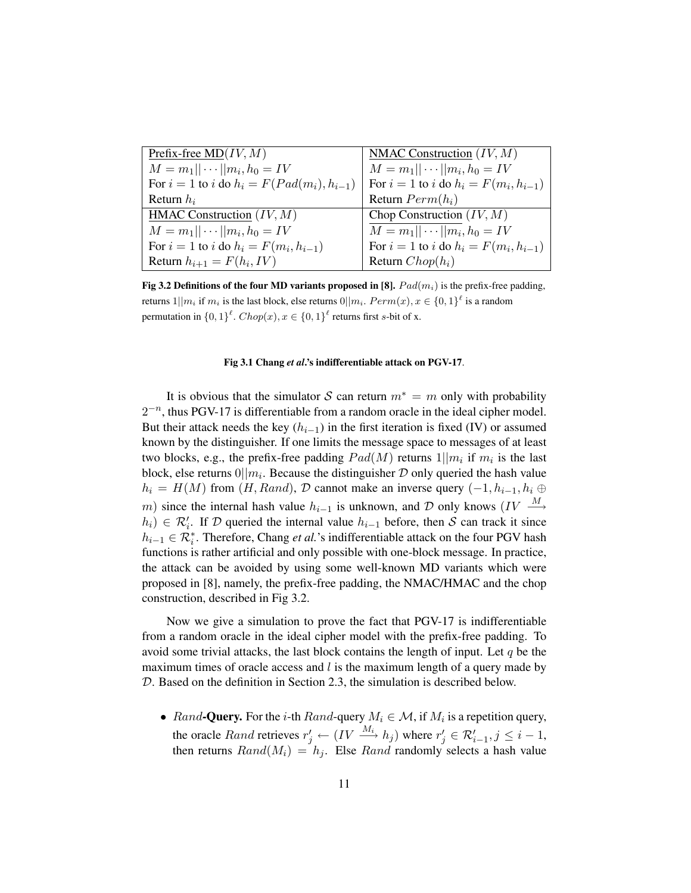| Prefix-free MD$(IV, M)$ | NMAC Construction $(IV, M)$ |
| --- | --- |
| $M = m_1\|\| \cdots \|\|m_i, h_0 = IV$ | $M = m_1\|\| \cdots \|\|m_i, h_0 = IV$ |
| For $i = 1$ to $i$ do $h_i = F(Pad(m_i), h_{i-1})$ | For $i = 1$ to $i$ do $h_i = F(m_i, h_{i-1})$ |
| Return $h_i$ | Return $Perm(h_i)$ |
| HMAC Construction $(IV, M)$ | Chop Construction $(IV, M)$ |
| $M = m_1\|\| \cdots \|\|m_i, h_0 = IV$ | $M = m_1\|\| \cdots \|\|m_i, h_0 = IV$ |
| For $i = 1$ to $i$ do $h_i = F(m_i, h_{i-1})$ | For $i = 1$ to $i$ do $h_i = F(m_i, h_{i-1})$ |
| Return $h_{i+1} = F(h_i, IV)$ | Return $Chop(h_i)$ |

**Fig 3.2 Definitions of the four MD variants proposed in [8].** $Pad(m_i)$ is the prefix-free padding, returns $1||m_i$ if $m_i$ is the last block, else returns $0||m_i$. $Perm(x), x \in \{0,1\}^\ell$ is a random permutation in $\{0,1\}^\ell$. $Chop(x), x \in \{0,1\}^\ell$ returns first $s$-bit of x.

**Fig 3.1 Chang *et al.*'s indifferentiable attack on PGV-17.**

It is obvious that the simulator $\mathcal{S}$ can return $m^* = m$ only with probability $2^{-n}$, thus PGV-17 is differentiable from a random oracle in the ideal cipher model. But their attack needs the key ($h_{i-1}$) in the first iteration is fixed (IV) or assumed known by the distinguisher. If one limits the message space to messages of at least two blocks, e.g., the prefix-free padding $Pad(M)$ returns $1||m_i$ if $m_i$ is the last block, else returns $0||m_i$. Because the distinguisher $\mathcal{D}$ only queried the hash value $h_i = H(M)$ from $(H, Rand)$, $\mathcal{D}$ cannot make an inverse query $(-1, h_{i-1}, h_i \oplus m)$ since the internal hash value $h_{i-1}$ is unknown, and $\mathcal{D}$ only knows $(IV \xrightarrow{M} h_i) \in \mathcal{R}'_i$. If $\mathcal{D}$ queried the internal value $h_{i-1}$ before, then $\mathcal{S}$ can track it since $h_{i-1} \in \mathcal{R}^*_i$. Therefore, Chang *et al.*'s indifferentiable attack on the four PGV hash functions is rather artificial and only possible with one-block message. In practice, the attack can be avoided by using some well-known MD variants which were proposed in [8], namely, the prefix-free padding, the NMAC/HMAC and the chop construction, described in Fig 3.2.

Now we give a simulation to prove the fact that PGV-17 is indifferentiable from a random oracle in the ideal cipher model with the prefix-free padding. To avoid some trivial attacks, the last block contains the length of input. Let $q$ be the maximum times of oracle access and $l$ is the maximum length of a query made by $\mathcal{D}$. Based on the definition in Section 2.3, the simulation is described below.

- $Rand$**-Query.** For the $i$-th $Rand$-query $M_i \in \mathcal{M}$, if $M_i$ is a repetition query, the oracle $Rand$ retrieves $r'_j \leftarrow (IV \xrightarrow{M_i} h_j)$ where $r'_j \in \mathcal{R}'_{i-1}, j \leq i-1$, then returns $Rand(M_i) = h_j$. Else $Rand$ randomly selects a hash value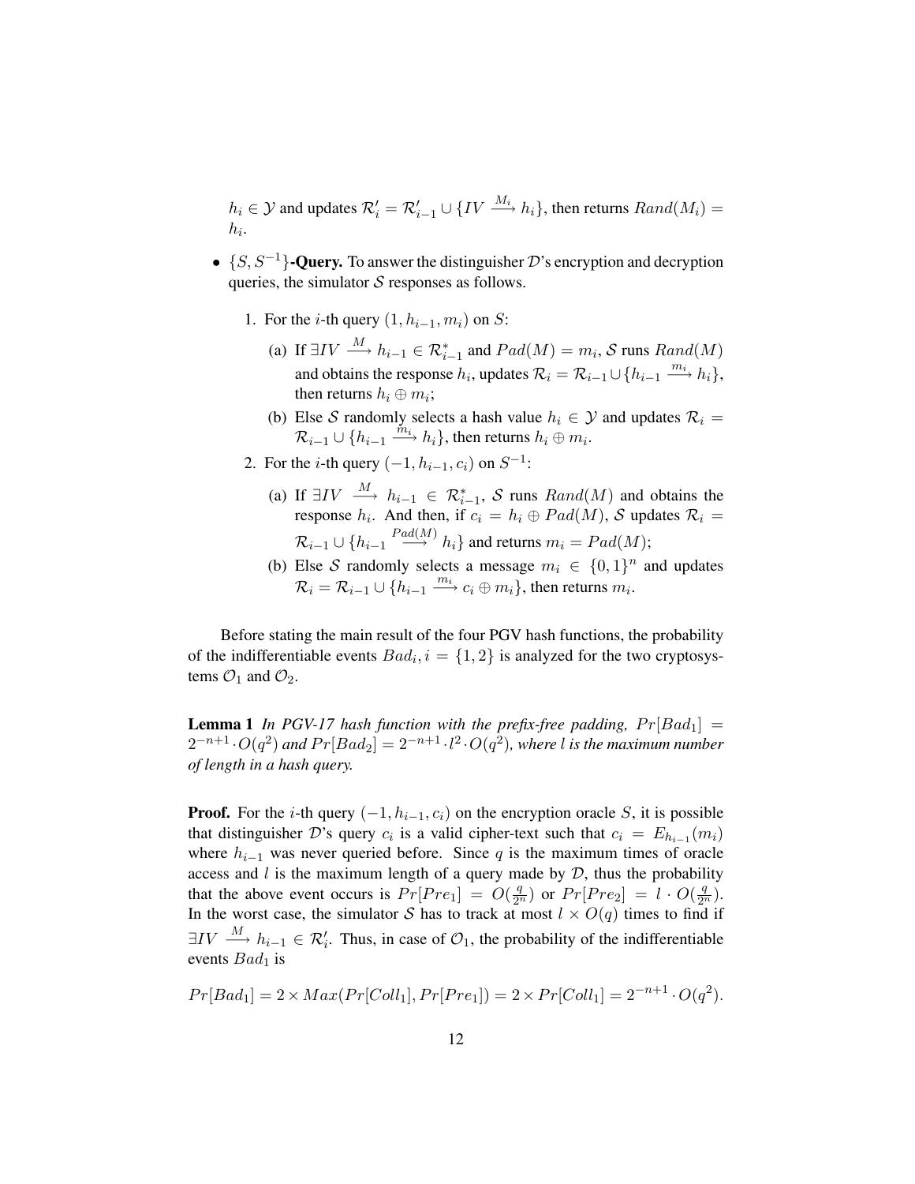$h_i \in \mathcal{Y}$ and updates $\mathcal{R}'_i = \mathcal{R}'_{i-1} \cup \{IV \xrightarrow{M_i} h_i\}$, then returns $Rand(M_i) = h_i$.

- $\{S, S^{-1}\}$**-Query.** To answer the distinguisher $\mathcal{D}$'s encryption and decryption queries, the simulator $\mathcal{S}$ responses as follows.

  1. For the $i$-th query $(1, h_{i-1}, m_i)$ on $S$:
     - (a) If $\exists IV \xrightarrow{M} h_{i-1} \in \mathcal{R}^*_{i-1}$ and $Pad(M) = m_i$, $\mathcal{S}$ runs $Rand(M)$ and obtains the response $h_i$, updates $\mathcal{R}_i = \mathcal{R}_{i-1} \cup \{h_{i-1} \xrightarrow{m_i} h_i\}$, then returns $h_i \oplus m_i$;
     - (b) Else $\mathcal{S}$ randomly selects a hash value $h_i \in \mathcal{Y}$ and updates $\mathcal{R}_i = \mathcal{R}_{i-1} \cup \{h_{i-1} \xrightarrow{m_i} h_i\}$, then returns $h_i \oplus m_i$.
  2. For the $i$-th query $(-1, h_{i-1}, c_i)$ on $S^{-1}$:
     - (a) If $\exists IV \xrightarrow{M} h_{i-1} \in \mathcal{R}^*_{i-1}$, $\mathcal{S}$ runs $Rand(M)$ and obtains the response $h_i$. And then, if $c_i = h_i \oplus Pad(M)$, $\mathcal{S}$ updates $\mathcal{R}_i = \mathcal{R}_{i-1} \cup \{h_{i-1} \xrightarrow{Pad(M)} h_i\}$ and returns $m_i = Pad(M)$;
     - (b) Else $\mathcal{S}$ randomly selects a message $m_i \in \{0,1\}^n$ and updates $\mathcal{R}_i = \mathcal{R}_{i-1} \cup \{h_{i-1} \xrightarrow{m_i} c_i \oplus m_i\}$, then returns $m_i$.

Before stating the main result of the four PGV hash functions, the probability of the indifferentiable events $Bad_i, i = \{1, 2\}$ is analyzed for the two cryptosystems $\mathcal{O}_1$ and $\mathcal{O}_2$.

**Lemma 1** *In PGV-17 hash function with the prefix-free padding,* $Pr[Bad_1] = 2^{-n+1} \cdot O(q^2)$ *and* $Pr[Bad_2] = 2^{-n+1} \cdot l^2 \cdot O(q^2)$, *where* $l$ *is the maximum number of length in a hash query.*

**Proof.** For the $i$-th query $(-1, h_{i-1}, c_i)$ on the encryption oracle $S$, it is possible that distinguisher $\mathcal{D}$'s query $c_i$ is a valid cipher-text such that $c_i = E_{h_{i-1}}(m_i)$ where $h_{i-1}$ was never queried before. Since $q$ is the maximum times of oracle access and $l$ is the maximum length of a query made by $\mathcal{D}$, thus the probability that the above event occurs is $Pr[Pre_1] = O(\frac{q}{2^n})$ or $Pr[Pre_2] = l \cdot O(\frac{q}{2^n})$. In the worst case, the simulator $\mathcal{S}$ has to track at most $l \times O(q)$ times to find if $\exists IV \xrightarrow{M} h_{i-1} \in \mathcal{R}'_i$. Thus, in case of $\mathcal{O}_1$, the probability of the indifferentiable events $Bad_1$ is

$$Pr[Bad_1] = 2 \times Max(Pr[Coll_1], Pr[Pre_1]) = 2 \times Pr[Coll_1] = 2^{-n+1} \cdot O(q^2).$$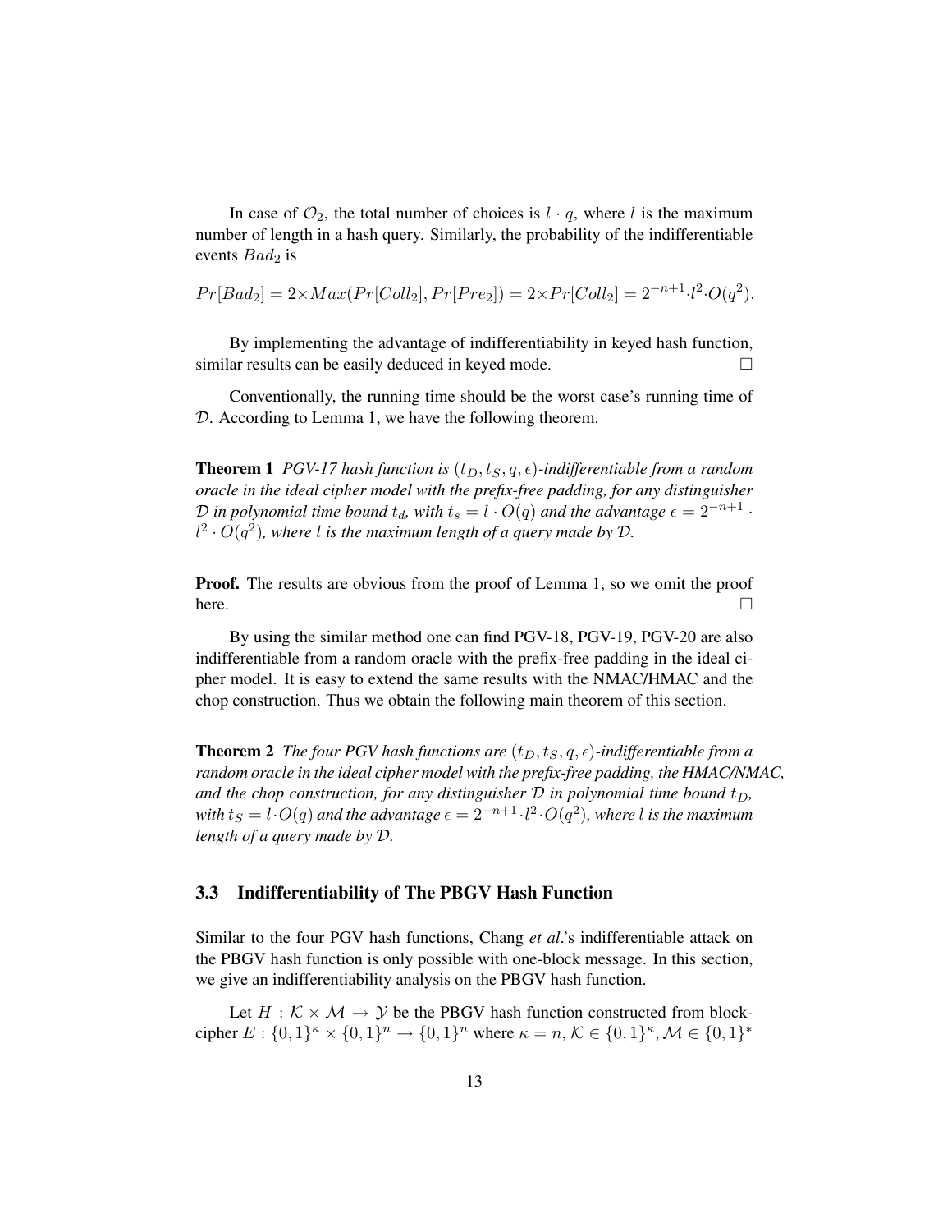In case of $\mathcal{O}_2$, the total number of choices is $l \cdot q$, where $l$ is the maximum number of length in a hash query. Similarly, the probability of the indifferentiable events $Bad_2$ is

$$Pr[Bad_2] = 2 \times Max(Pr[Coll_2], Pr[Pre_2]) = 2 \times Pr[Coll_2] = 2^{-n+1} \cdot l^2 \cdot O(q^2).$$

By implementing the advantage of indifferentiability in keyed hash function, similar results can be easily deduced in keyed mode. □

Conventionally, the running time should be the worst case's running time of $\mathcal{D}$. According to Lemma 1, we have the following theorem.

**Theorem 1** *PGV-17 hash function is* $(t_D, t_S, q, \epsilon)$*-indifferentiable from a random oracle in the ideal cipher model with the prefix-free padding, for any distinguisher* $\mathcal{D}$ *in polynomial time bound* $t_d$*, with* $t_s = l \cdot O(q)$ *and the advantage* $\epsilon = 2^{-n+1} \cdot l^2 \cdot O(q^2)$*, where* $l$ *is the maximum length of a query made by* $\mathcal{D}$*.*

**Proof.** The results are obvious from the proof of Lemma 1, so we omit the proof here. □

By using the similar method one can find PGV-18, PGV-19, PGV-20 are also indifferentiable from a random oracle with the prefix-free padding in the ideal cipher model. It is easy to extend the same results with the NMAC/HMAC and the chop construction. Thus we obtain the following main theorem of this section.

**Theorem 2** *The four PGV hash functions are* $(t_D, t_S, q, \epsilon)$*-indifferentiable from a random oracle in the ideal cipher model with the prefix-free padding, the HMAC/NMAC, and the chop construction, for any distinguisher* $\mathcal{D}$ *in polynomial time bound* $t_D$*, with* $t_S = l \cdot O(q)$ *and the advantage* $\epsilon = 2^{-n+1} \cdot l^2 \cdot O(q^2)$*, where* $l$ *is the maximum length of a query made by* $\mathcal{D}$*.*

### 3.3 Indifferentiability of The PBGV Hash Function

Similar to the four PGV hash functions, Chang *et al*.'s indifferentiable attack on the PBGV hash function is only possible with one-block message. In this section, we give an indifferentiability analysis on the PBGV hash function.

Let $H : \mathcal{K} \times \mathcal{M} \rightarrow \mathcal{Y}$ be the PBGV hash function constructed from block-cipher $E : \{0,1\}^\kappa \times \{0,1\}^n \rightarrow \{0,1\}^n$ where $\kappa = n$, $\mathcal{K} \in \{0,1\}^\kappa$, $\mathcal{M} \in \{0,1\}^*$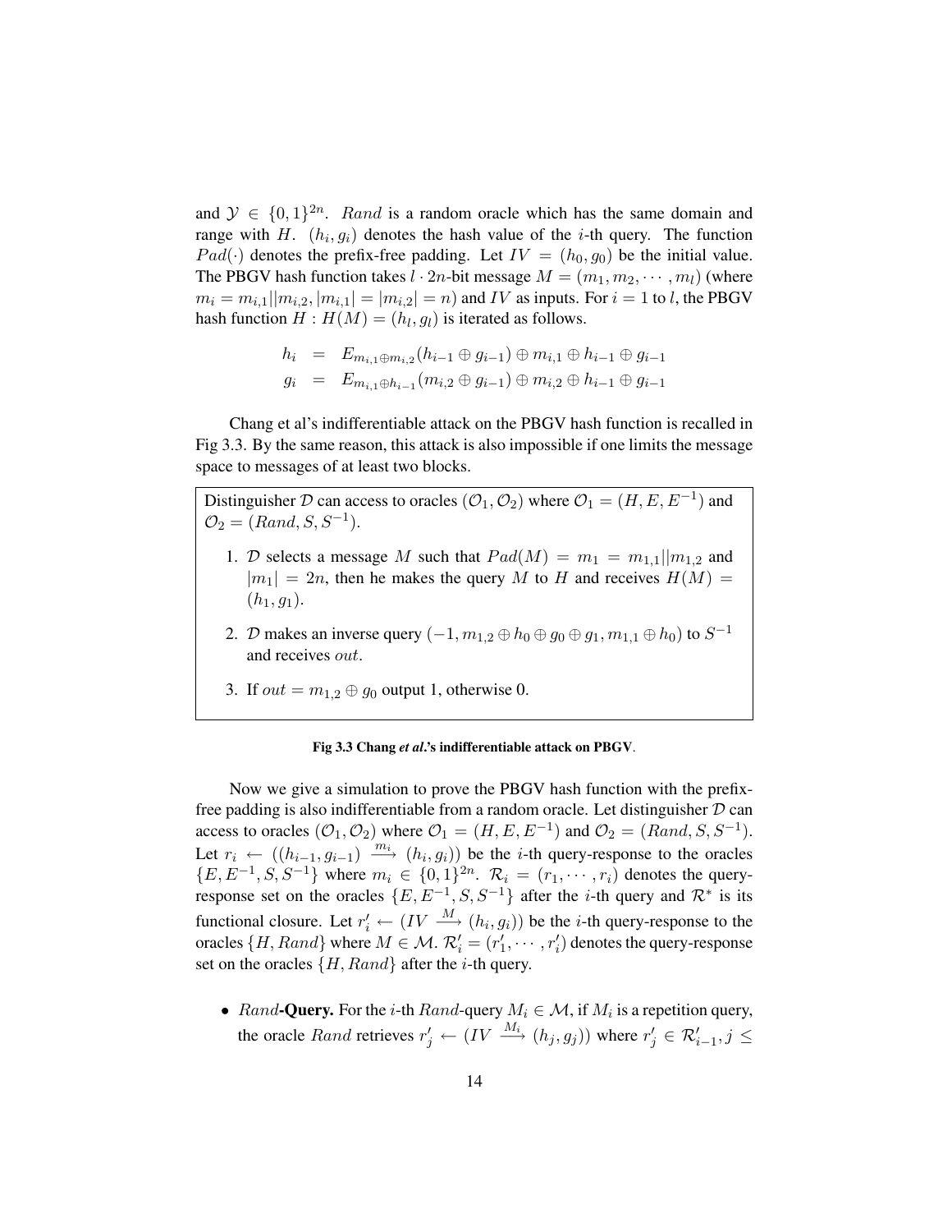and $\mathcal{Y} \in \{0,1\}^{2n}$. $Rand$ is a random oracle which has the same domain and range with $H$. $(h_i, g_i)$ denotes the hash value of the $i$-th query. The function $Pad(\cdot)$ denotes the prefix-free padding. Let $IV = (h_0, g_0)$ be the initial value. The PBGV hash function takes $l \cdot 2n$-bit message $M = (m_1, m_2, \cdots, m_l)$ (where $m_i = m_{i,1}||m_{i,2}, |m_{i,1}| = |m_{i,2}| = n$) and $IV$ as inputs. For $i = 1$ to $l$, the PBGV hash function $H : H(M) = (h_l, g_l)$ is iterated as follows.

$$
\begin{aligned}
h_i &= E_{m_{i,1} \oplus m_{i,2}}(h_{i-1} \oplus g_{i-1}) \oplus m_{i,1} \oplus h_{i-1} \oplus g_{i-1} \\
g_i &= E_{m_{i,1} \oplus h_{i-1}}(m_{i,2} \oplus g_{i-1}) \oplus m_{i,2} \oplus h_{i-1} \oplus g_{i-1}
\end{aligned}
$$

Chang et al's indifferentiable attack on the PBGV hash function is recalled in Fig 3.3. By the same reason, this attack is also impossible if one limits the message space to messages of at least two blocks.

> Distinguisher $\mathcal{D}$ can access to oracles $(\mathcal{O}_1, \mathcal{O}_2)$ where $\mathcal{O}_1 = (H, E, E^{-1})$ and $\mathcal{O}_2 = (Rand, S, S^{-1})$.
>
> 1. $\mathcal{D}$ selects a message $M$ such that $Pad(M) = m_1 = m_{1,1}||m_{1,2}$ and $|m_1| = 2n$, then he makes the query $M$ to $H$ and receives $H(M) = (h_1, g_1)$.
> 2. $\mathcal{D}$ makes an inverse query $(-1, m_{1,2} \oplus h_0 \oplus g_0 \oplus g_1, m_{1,1} \oplus h_0)$ to $S^{-1}$ and receives $out$.
> 3. If $out = m_{1,2} \oplus g_0$ output 1, otherwise 0.

**Fig 3.3 Chang *et al*.'s indifferentiable attack on PBGV.**

Now we give a simulation to prove the PBGV hash function with the prefix-free padding is also indifferentiable from a random oracle. Let distinguisher $\mathcal{D}$ can access to oracles $(\mathcal{O}_1, \mathcal{O}_2)$ where $\mathcal{O}_1 = (H, E, E^{-1})$ and $\mathcal{O}_2 = (Rand, S, S^{-1})$. Let $r_i \leftarrow ((h_{i-1}, g_{i-1}) \xrightarrow{m_i} (h_i, g_i))$ be the $i$-th query-response to the oracles $\{E, E^{-1}, S, S^{-1}\}$ where $m_i \in \{0,1\}^{2n}$. $\mathcal{R}_i = (r_1, \cdots, r_i)$ denotes the query-response set on the oracles $\{E, E^{-1}, S, S^{-1}\}$ after the $i$-th query and $\mathcal{R}^*$ is its functional closure. Let $r'_i \leftarrow (IV \xrightarrow{M} (h_i, g_i))$ be the $i$-th query-response to the oracles $\{H, Rand\}$ where $M \in \mathcal{M}$. $\mathcal{R}'_i = (r'_1, \cdots, r'_i)$ denotes the query-response set on the oracles $\{H, Rand\}$ after the $i$-th query.

- $Rand$**-Query.** For the $i$-th $Rand$-query $M_i \in \mathcal{M}$, if $M_i$ is a repetition query, the oracle $Rand$ retrieves $r'_j \leftarrow (IV \xrightarrow{M_i} (h_j, g_j))$ where $r'_j \in \mathcal{R}'_{i-1}, j \leq$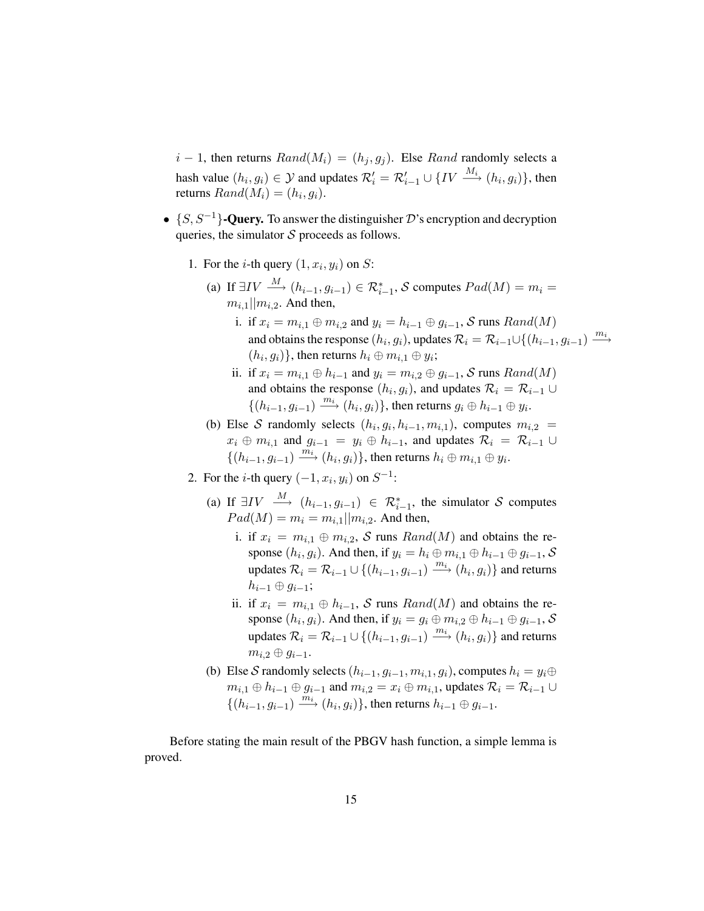$i-1$, then returns $Rand(M_i) = (h_j, g_j)$. Else $Rand$ randomly selects a hash value $(h_i, g_i) \in \mathcal{Y}$ and updates $\mathcal{R}'_i = \mathcal{R}'_{i-1} \cup \{IV \xrightarrow{M_i} (h_i, g_i)\}$, then returns $Rand(M_i) = (h_i, g_i)$.

- $\{S, S^{-1}\}$**-Query.** To answer the distinguisher $\mathcal{D}$'s encryption and decryption queries, the simulator $\mathcal{S}$ proceeds as follows.

  1. For the $i$-th query $(1, x_i, y_i)$ on $S$:
     
     (a) If $\exists IV \xrightarrow{M} (h_{i-1}, g_{i-1}) \in \mathcal{R}^*_{i-1}$, $\mathcal{S}$ computes $Pad(M) = m_i = m_{i,1}||m_{i,2}$. And then,
     
     i. if $x_i = m_{i,1} \oplus m_{i,2}$ and $y_i = h_{i-1} \oplus g_{i-1}$, $\mathcal{S}$ runs $Rand(M)$ and obtains the response $(h_i, g_i)$, updates $\mathcal{R}_i = \mathcal{R}_{i-1} \cup \{(h_{i-1}, g_{i-1}) \xrightarrow{m_i} (h_i, g_i)\}$, then returns $h_i \oplus m_{i,1} \oplus y_i$;
     
     ii. if $x_i = m_{i,1} \oplus h_{i-1}$ and $y_i = m_{i,2} \oplus g_{i-1}$, $\mathcal{S}$ runs $Rand(M)$ and obtains the response $(h_i, g_i)$, and updates $\mathcal{R}_i = \mathcal{R}_{i-1} \cup \{(h_{i-1}, g_{i-1}) \xrightarrow{m_i} (h_i, g_i)\}$, then returns $g_i \oplus h_{i-1} \oplus y_i$.
     
     (b) Else $\mathcal{S}$ randomly selects $(h_i, g_i, h_{i-1}, m_{i,1})$, computes $m_{i,2} = x_i \oplus m_{i,1}$ and $g_{i-1} = y_i \oplus h_{i-1}$, and updates $\mathcal{R}_i = \mathcal{R}_{i-1} \cup \{(h_{i-1}, g_{i-1}) \xrightarrow{m_i} (h_i, g_i)\}$, then returns $h_i \oplus m_{i,1} \oplus y_i$.

  2. For the $i$-th query $(-1, x_i, y_i)$ on $S^{-1}$:
     
     (a) If $\exists IV \xrightarrow{M} (h_{i-1}, g_{i-1}) \in \mathcal{R}^*_{i-1}$, the simulator $\mathcal{S}$ computes $Pad(M) = m_i = m_{i,1}||m_{i,2}$. And then,
     
     i. if $x_i = m_{i,1} \oplus m_{i,2}$, $\mathcal{S}$ runs $Rand(M)$ and obtains the response $(h_i, g_i)$. And then, if $y_i = h_i \oplus m_{i,1} \oplus h_{i-1} \oplus g_{i-1}$, $\mathcal{S}$ updates $\mathcal{R}_i = \mathcal{R}_{i-1} \cup \{(h_{i-1}, g_{i-1}) \xrightarrow{m_i} (h_i, g_i)\}$ and returns $h_{i-1} \oplus g_{i-1}$;
     
     ii. if $x_i = m_{i,1} \oplus h_{i-1}$, $\mathcal{S}$ runs $Rand(M)$ and obtains the response $(h_i, g_i)$. And then, if $y_i = g_i \oplus m_{i,2} \oplus h_{i-1} \oplus g_{i-1}$, $\mathcal{S}$ updates $\mathcal{R}_i = \mathcal{R}_{i-1} \cup \{(h_{i-1}, g_{i-1}) \xrightarrow{m_i} (h_i, g_i)\}$ and returns $m_{i,2} \oplus g_{i-1}$.
     
     (b) Else $\mathcal{S}$ randomly selects $(h_{i-1}, g_{i-1}, m_{i,1}, g_i)$, computes $h_i = y_i \oplus m_{i,1} \oplus h_{i-1} \oplus g_{i-1}$ and $m_{i,2} = x_i \oplus m_{i,1}$, updates $\mathcal{R}_i = \mathcal{R}_{i-1} \cup \{(h_{i-1}, g_{i-1}) \xrightarrow{m_i} (h_i, g_i)\}$, then returns $h_{i-1} \oplus g_{i-1}$.

Before stating the main result of the PBGV hash function, a simple lemma is proved.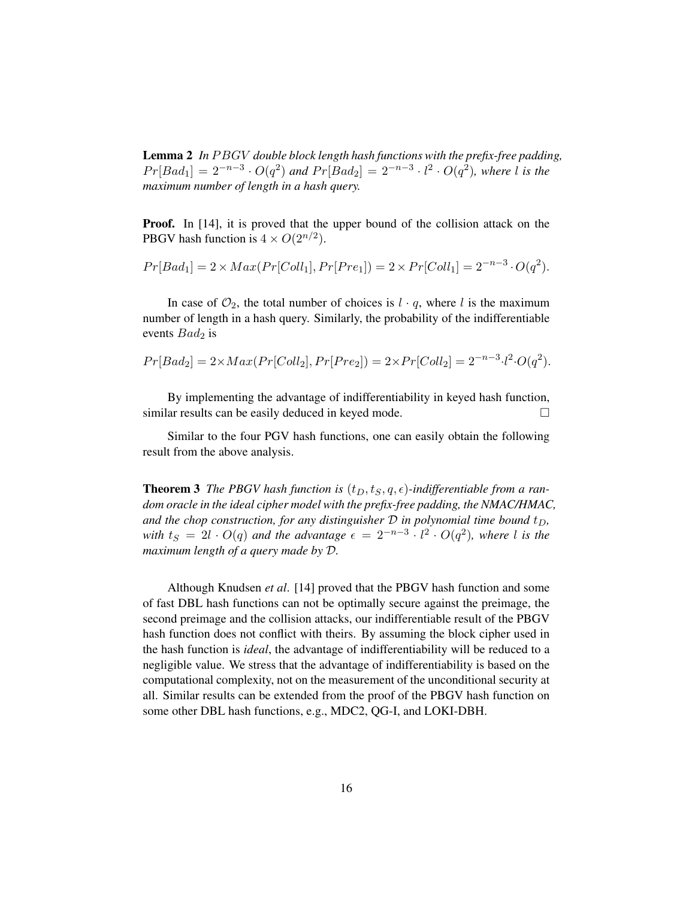**Lemma 2** *In $PBGV$ double block length hash functions with the prefix-free padding, $Pr[Bad_1] = 2^{-n-3} \cdot O(q^2)$ and $Pr[Bad_2] = 2^{-n-3} \cdot l^2 \cdot O(q^2)$, where $l$ is the maximum number of length in a hash query.*

**Proof.** In [14], it is proved that the upper bound of the collision attack on the PBGV hash function is $4 \times O(2^{n/2})$.

$$Pr[Bad_1] = 2 \times Max(Pr[Coll_1], Pr[Pre_1]) = 2 \times Pr[Coll_1] = 2^{-n-3} \cdot O(q^2).$$

In case of $\mathcal{O}_2$, the total number of choices is $l \cdot q$, where $l$ is the maximum number of length in a hash query. Similarly, the probability of the indifferentiable events $Bad_2$ is

$$Pr[Bad_2] = 2 \times Max(Pr[Coll_2], Pr[Pre_2]) = 2 \times Pr[Coll_2] = 2^{-n-3} \cdot l^2 \cdot O(q^2).$$

By implementing the advantage of indifferentiability in keyed hash function, similar results can be easily deduced in keyed mode. □

Similar to the four PGV hash functions, one can easily obtain the following result from the above analysis.

**Theorem 3** *The PBGV hash function is $(t_D, t_S, q, \epsilon)$-indifferentiable from a random oracle in the ideal cipher model with the prefix-free padding, the NMAC/HMAC, and the chop construction, for any distinguisher $\mathcal{D}$ in polynomial time bound $t_D$, with $t_S = 2l \cdot O(q)$ and the advantage $\epsilon = 2^{-n-3} \cdot l^2 \cdot O(q^2)$, where $l$ is the maximum length of a query made by $\mathcal{D}$.*

Although Knudsen *et al*. [14] proved that the PBGV hash function and some of fast DBL hash functions can not be optimally secure against the preimage, the second preimage and the collision attacks, our indifferentiable result of the PBGV hash function does not conflict with theirs. By assuming the block cipher used in the hash function is *ideal*, the advantage of indifferentiability will be reduced to a negligible value. We stress that the advantage of indifferentiability is based on the computational complexity, not on the measurement of the unconditional security at all. Similar results can be extended from the proof of the PBGV hash function on some other DBL hash functions, e.g., MDC2, QG-I, and LOKI-DBH.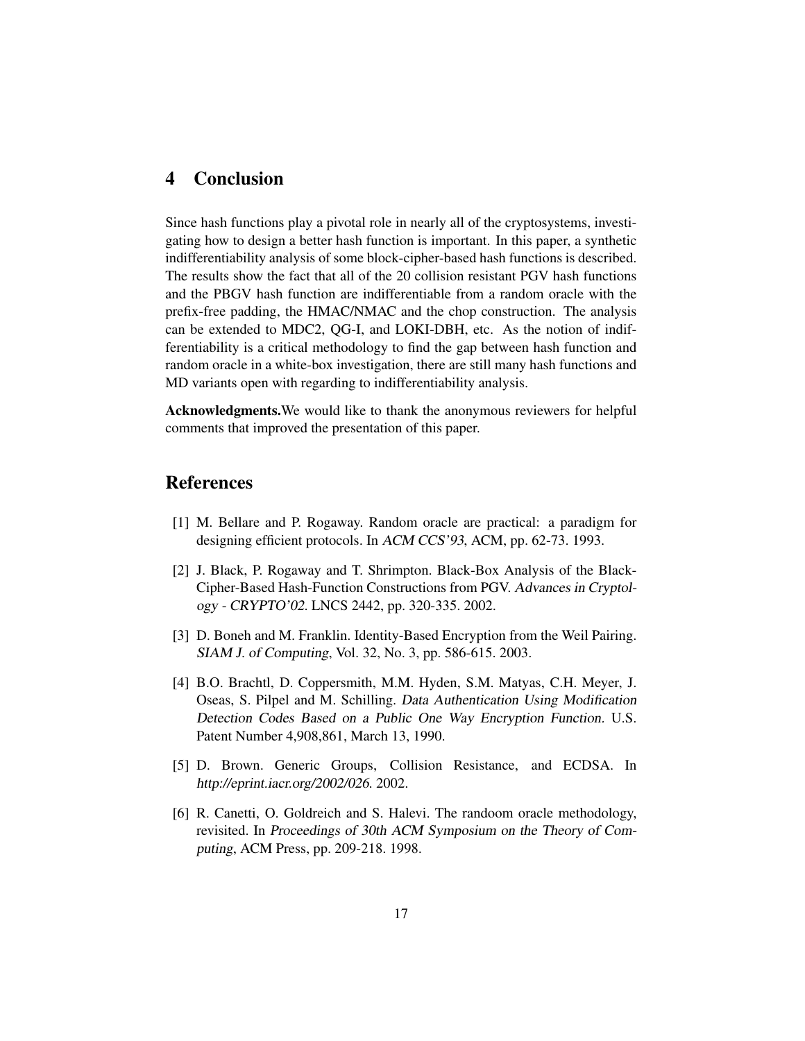## 4 Conclusion

Since hash functions play a pivotal role in nearly all of the cryptosystems, investigating how to design a better hash function is important. In this paper, a synthetic indifferentiability analysis of some block-cipher-based hash functions is described. The results show the fact that all of the 20 collision resistant PGV hash functions and the PBGV hash function are indifferentiable from a random oracle with the prefix-free padding, the HMAC/NMAC and the chop construction. The analysis can be extended to MDC2, QG-I, and LOKI-DBH, etc. As the notion of indifferentiability is a critical methodology to find the gap between hash function and random oracle in a white-box investigation, there are still many hash functions and MD variants open with regarding to indifferentiability analysis.

**Acknowledgments.**We would like to thank the anonymous reviewers for helpful comments that improved the presentation of this paper.

## References

[1] M. Bellare and P. Rogaway. Random oracle are practical: a paradigm for designing efficient protocols. In *ACM CCS'93*, ACM, pp. 62-73. 1993.

[2] J. Black, P. Rogaway and T. Shrimpton. Black-Box Analysis of the Black-Cipher-Based Hash-Function Constructions from PGV. *Advances in Cryptology - CRYPTO'02*. LNCS 2442, pp. 320-335. 2002.

[3] D. Boneh and M. Franklin. Identity-Based Encryption from the Weil Pairing. *SIAM J. of Computing*, Vol. 32, No. 3, pp. 586-615. 2003.

[4] B.O. Brachtl, D. Coppersmith, M.M. Hyden, S.M. Matyas, C.H. Meyer, J. Oseas, S. Pilpel and M. Schilling. *Data Authentication Using Modification Detection Codes Based on a Public One Way Encryption Function*. U.S. Patent Number 4,908,861, March 13, 1990.

[5] D. Brown. Generic Groups, Collision Resistance, and ECDSA. In *http://eprint.iacr.org/2002/026*. 2002.

[6] R. Canetti, O. Goldreich and S. Halevi. The randoom oracle methodology, revisited. In *Proceedings of 30th ACM Symposium on the Theory of Computing*, ACM Press, pp. 209-218. 1998.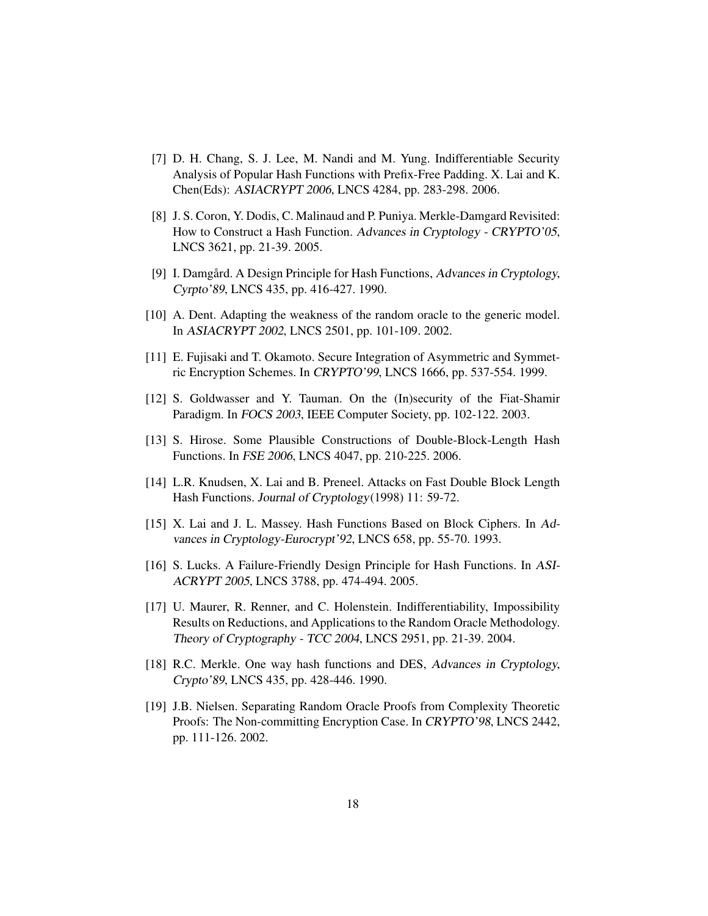[7] D. H. Chang, S. J. Lee, M. Nandi and M. Yung. Indifferentiable Security Analysis of Popular Hash Functions with Prefix-Free Padding. X. Lai and K. Chen(Eds): *ASIACRYPT 2006*, LNCS 4284, pp. 283-298. 2006.

[8] J. S. Coron, Y. Dodis, C. Malinaud and P. Puniya. Merkle-Damgard Revisited: How to Construct a Hash Function. *Advances in Cryptology - CRYPTO'05*, LNCS 3621, pp. 21-39. 2005.

[9] I. Damgård. A Design Principle for Hash Functions, *Advances in Cryptology, Cyrpto'89*, LNCS 435, pp. 416-427. 1990.

[10] A. Dent. Adapting the weakness of the random oracle to the generic model. In *ASIACRYPT 2002*, LNCS 2501, pp. 101-109. 2002.

[11] E. Fujisaki and T. Okamoto. Secure Integration of Asymmetric and Symmetric Encryption Schemes. In *CRYPTO'99*, LNCS 1666, pp. 537-554. 1999.

[12] S. Goldwasser and Y. Tauman. On the (In)security of the Fiat-Shamir Paradigm. In *FOCS 2003*, IEEE Computer Society, pp. 102-122. 2003.

[13] S. Hirose. Some Plausible Constructions of Double-Block-Length Hash Functions. In *FSE 2006*, LNCS 4047, pp. 210-225. 2006.

[14] L.R. Knudsen, X. Lai and B. Preneel. Attacks on Fast Double Block Length Hash Functions. *Journal of Cryptology*(1998) 11: 59-72.

[15] X. Lai and J. L. Massey. Hash Functions Based on Block Ciphers. In *Advances in Cryptology-Eurocrypt'92*, LNCS 658, pp. 55-70. 1993.

[16] S. Lucks. A Failure-Friendly Design Principle for Hash Functions. In *ASIACRYPT 2005*, LNCS 3788, pp. 474-494. 2005.

[17] U. Maurer, R. Renner, and C. Holenstein. Indifferentiability, Impossibility Results on Reductions, and Applications to the Random Oracle Methodology. *Theory of Cryptography - TCC 2004*, LNCS 2951, pp. 21-39. 2004.

[18] R.C. Merkle. One way hash functions and DES, *Advances in Cryptology, Crypto'89*, LNCS 435, pp. 428-446. 1990.

[19] J.B. Nielsen. Separating Random Oracle Proofs from Complexity Theoretic Proofs: The Non-committing Encryption Case. In *CRYPTO'98*, LNCS 2442, pp. 111-126. 2002.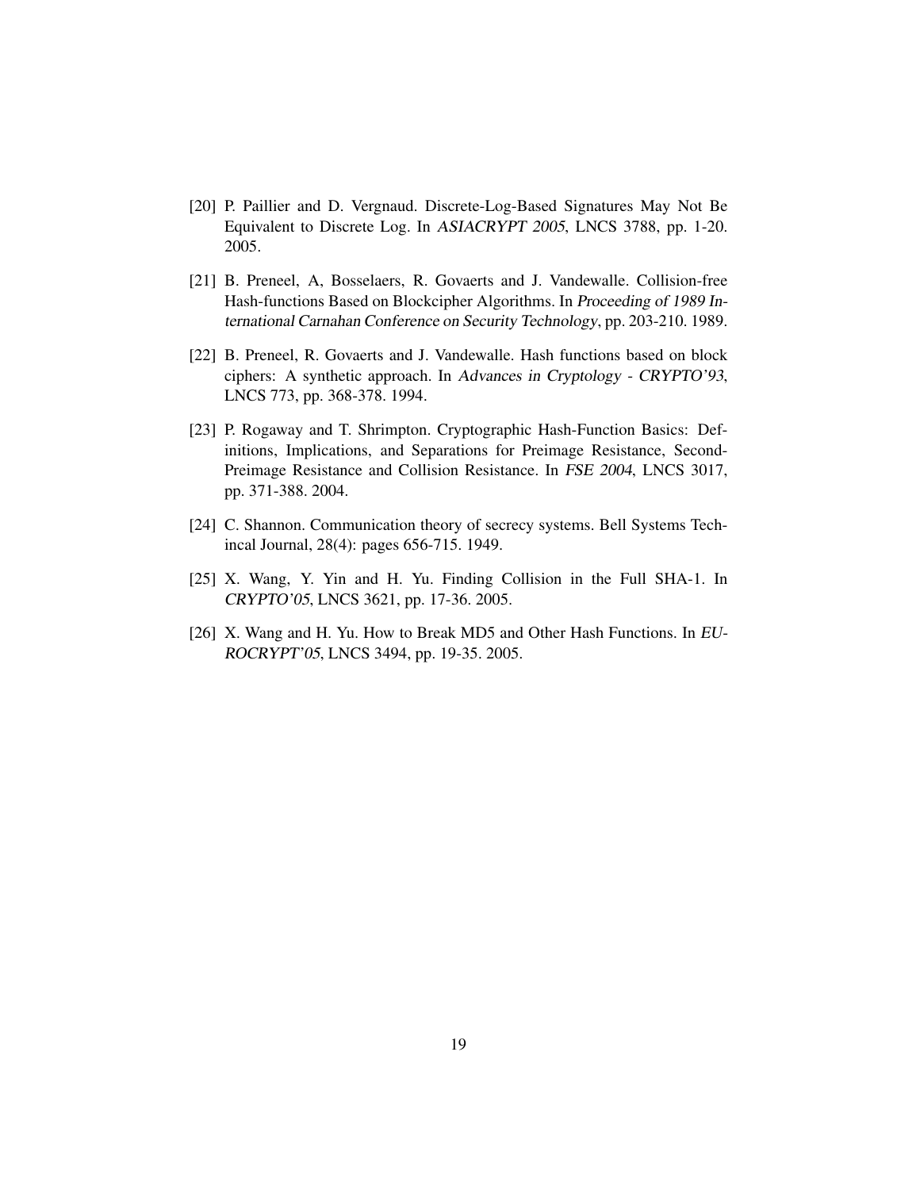[20] P. Paillier and D. Vergnaud. Discrete-Log-Based Signatures May Not Be Equivalent to Discrete Log. In *ASIACRYPT 2005*, LNCS 3788, pp. 1-20. 2005.

[21] B. Preneel, A, Bosselaers, R. Govaerts and J. Vandewalle. Collision-free Hash-functions Based on Blockcipher Algorithms. In *Proceeding of 1989 International Carnahan Conference on Security Technology*, pp. 203-210. 1989.

[22] B. Preneel, R. Govaerts and J. Vandewalle. Hash functions based on block ciphers: A synthetic approach. In *Advances in Cryptology - CRYPTO'93*, LNCS 773, pp. 368-378. 1994.

[23] P. Rogaway and T. Shrimpton. Cryptographic Hash-Function Basics: Definitions, Implications, and Separations for Preimage Resistance, Second-Preimage Resistance and Collision Resistance. In *FSE 2004*, LNCS 3017, pp. 371-388. 2004.

[24] C. Shannon. Communication theory of secrecy systems. Bell Systems Techincal Journal, 28(4): pages 656-715. 1949.

[25] X. Wang, Y. Yin and H. Yu. Finding Collision in the Full SHA-1. In *CRYPTO'05*, LNCS 3621, pp. 17-36. 2005.

[26] X. Wang and H. Yu. How to Break MD5 and Other Hash Functions. In *EUROCRYPT'05*, LNCS 3494, pp. 19-35. 2005.